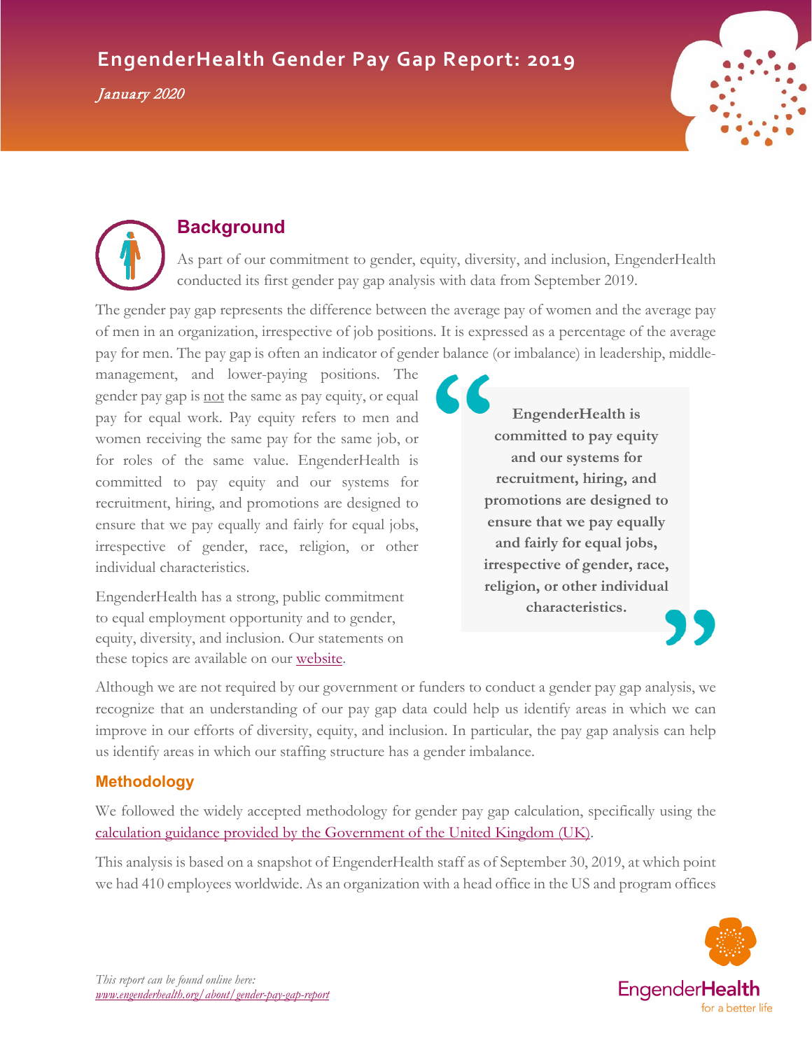# EngenderHealth Gender Pay Gap Report: 2019

*January 2020*

## Background

As part of our commitment to gender, equity, diversity, and inclusion, EngenderHealth conducted its first gender pay gap analysis with data from September 2019.

The gender pay gap represents the difference between the average pay of women and the average pay of men in an organization, irrespective of job positions. It is expressed as a percentage of the average pay for men. The pay gap is often an indicator of gender balance (or imbalance) in leadership, middle-management, and lower-paying positions. The gender pay gap is not the same as pay equity, or equal pay for equal work. Pay equity refers to men and women receiving the same pay for the same job, or for roles of the same value. EngenderHealth is committed to pay equity and our systems for recruitment, hiring, and promotions are designed to ensure that we pay equally and fairly for equal jobs, irrespective of gender, race, religion, or other individual characteristics.

> **EngenderHealth is committed to pay equity and our systems for recruitment, hiring, and promotions are designed to ensure that we pay equally and fairly for equal jobs, irrespective of gender, race, religion, or other individual characteristics.**

EngenderHealth has a strong, public commitment to equal employment opportunity and to gender, equity, diversity, and inclusion. Our statements on these topics are available on our website.

Although we are not required by our government or funders to conduct a gender pay gap analysis, we recognize that an understanding of our pay gap data could help us identify areas in which we can improve in our efforts of diversity, equity, and inclusion. In particular, the pay gap analysis can help us identify areas in which our staffing structure has a gender imbalance.

## Methodology

We followed the widely accepted methodology for gender pay gap calculation, specifically using the calculation guidance provided by the Government of the United Kingdom (UK).

This analysis is based on a snapshot of EngenderHealth staff as of September 30, 2019, at which point we had 410 employees worldwide. As an organization with a head office in the US and program offices

*This report can be found online here: www.engenderhealth.org/about/gender-pay-gap-report*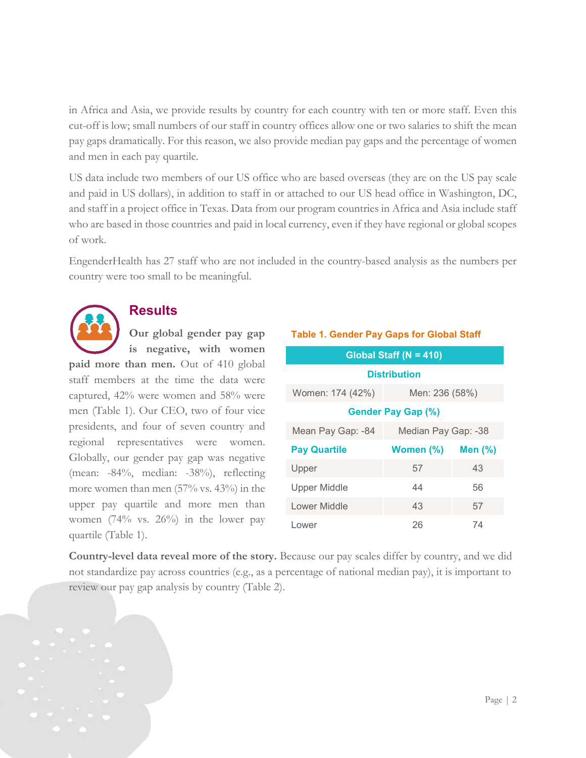in Africa and Asia, we provide results by country for each country with ten or more staff. Even this cut-off is low; small numbers of our staff in country offices allow one or two salaries to shift the mean pay gaps dramatically. For this reason, we also provide median pay gaps and the percentage of women and men in each pay quartile.

US data include two members of our US office who are based overseas (they are on the US pay scale and paid in US dollars), in addition to staff in or attached to our US head office in Washington, DC, and staff in a project office in Texas. Data from our program countries in Africa and Asia include staff who are based in those countries and paid in local currency, even if they have regional or global scopes of work.

EngenderHealth has 27 staff who are not included in the country-based analysis as the numbers per country were too small to be meaningful.

## Results

**Our global gender pay gap is negative, with women paid more than men.** Out of 410 global staff members at the time the data were captured, 42% were women and 58% were men (Table 1). Our CEO, two of four vice presidents, and four of seven country and regional representatives were women. Globally, our gender pay gap was negative (mean: -84%, median: -38%), reflecting more women than men (57% vs. 43%) in the upper pay quartile and more men than women (74% vs. 26%) in the lower pay quartile (Table 1).

**Table 1. Gender Pay Gaps for Global Staff**

| Global Staff (N = 410) | | |
|---|---|---|
| **Distribution** | | |
| Women: 174 (42%) | Men: 236 (58%) | |
| **Gender Pay Gap (%)** | | |
| Mean Pay Gap: -84 | Median Pay Gap: -38 | |
| **Pay Quartile** | **Women (%)** | **Men (%)** |
| Upper | 57 | 43 |
| Upper Middle | 44 | 56 |
| Lower Middle | 43 | 57 |
| Lower | 26 | 74 |

**Country-level data reveal more of the story.** Because our pay scales differ by country, and we did not standardize pay across countries (e.g., as a percentage of national median pay), it is important to review our pay gap analysis by country (Table 2).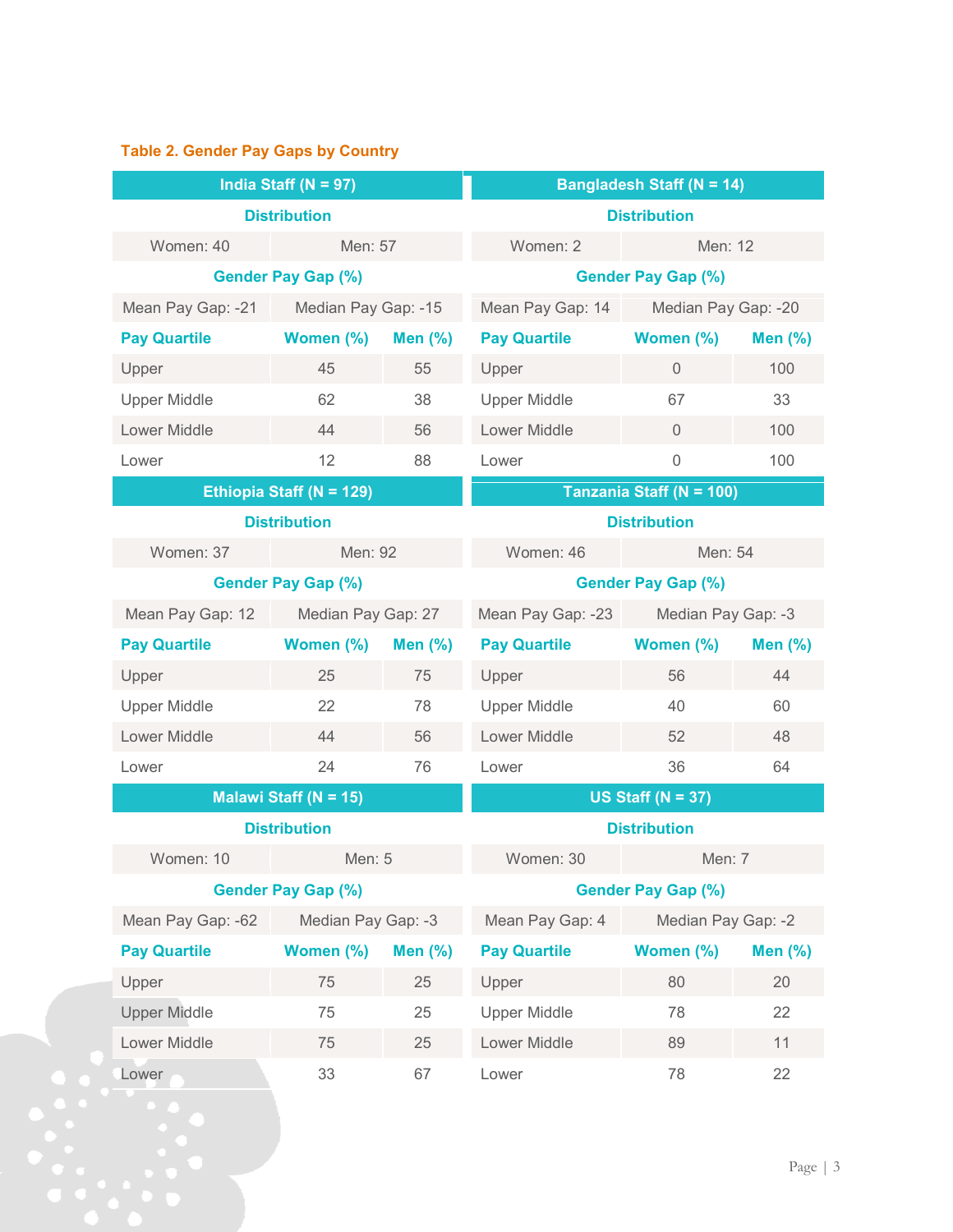**Table 2. Gender Pay Gaps by Country**

| India Staff (N = 97) | | |
|---|---|---|
| **Distribution** | | |
| Women: 40 | Men: 57 | |
| **Gender Pay Gap (%)** | | |
| Mean Pay Gap: -21 | Median Pay Gap: -15 | |
| **Pay Quartile** | **Women (%)** | **Men (%)** |
| Upper | 45 | 55 |
| Upper Middle | 62 | 38 |
| Lower Middle | 44 | 56 |
| Lower | 12 | 88 |

| Bangladesh Staff (N = 14) | | |
|---|---|---|
| **Distribution** | | |
| Women: 2 | Men: 12 | |
| **Gender Pay Gap (%)** | | |
| Mean Pay Gap: 14 | Median Pay Gap: -20 | |
| **Pay Quartile** | **Women (%)** | **Men (%)** |
| Upper | 0 | 100 |
| Upper Middle | 67 | 33 |
| Lower Middle | 0 | 100 |
| Lower | 0 | 100 |

| Ethiopia Staff (N = 129) | | |
|---|---|---|
| **Distribution** | | |
| Women: 37 | Men: 92 | |
| **Gender Pay Gap (%)** | | |
| Mean Pay Gap: 12 | Median Pay Gap: 27 | |
| **Pay Quartile** | **Women (%)** | **Men (%)** |
| Upper | 25 | 75 |
| Upper Middle | 22 | 78 |
| Lower Middle | 44 | 56 |
| Lower | 24 | 76 |

| Tanzania Staff (N = 100) | | |
|---|---|---|
| **Distribution** | | |
| Women: 46 | Men: 54 | |
| **Gender Pay Gap (%)** | | |
| Mean Pay Gap: -23 | Median Pay Gap: -3 | |
| **Pay Quartile** | **Women (%)** | **Men (%)** |
| Upper | 56 | 44 |
| Upper Middle | 40 | 60 |
| Lower Middle | 52 | 48 |
| Lower | 36 | 64 |

| Malawi Staff (N = 15) | | |
|---|---|---|
| **Distribution** | | |
| Women: 10 | Men: 5 | |
| **Gender Pay Gap (%)** | | |
| Mean Pay Gap: -62 | Median Pay Gap: -3 | |
| **Pay Quartile** | **Women (%)** | **Men (%)** |
| Upper | 75 | 25 |
| Upper Middle | 75 | 25 |
| Lower Middle | 75 | 25 |
| Lower | 33 | 67 |

| US Staff (N = 37) | | |
|---|---|---|
| **Distribution** | | |
| Women: 30 | Men: 7 | |
| **Gender Pay Gap (%)** | | |
| Mean Pay Gap: 4 | Median Pay Gap: -2 | |
| **Pay Quartile** | **Women (%)** | **Men (%)** |
| Upper | 80 | 20 |
| Upper Middle | 78 | 22 |
| Lower Middle | 89 | 11 |
| Lower | 78 | 22 |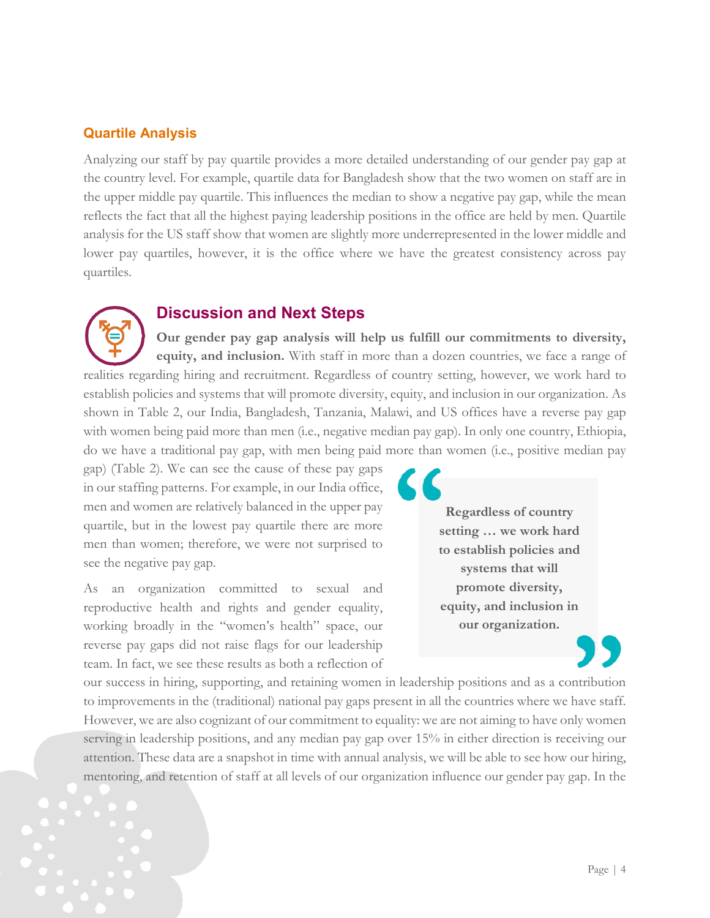### Quartile Analysis

Analyzing our staff by pay quartile provides a more detailed understanding of our gender pay gap at the country level. For example, quartile data for Bangladesh show that the two women on staff are in the upper middle pay quartile. This influences the median to show a negative pay gap, while the mean reflects the fact that all the highest paying leadership positions in the office are held by men. Quartile analysis for the US staff show that women are slightly more underrepresented in the lower middle and lower pay quartiles, however, it is the office where we have the greatest consistency across pay quartiles.

## Discussion and Next Steps

**Our gender pay gap analysis will help us fulfill our commitments to diversity, equity, and inclusion.** With staff in more than a dozen countries, we face a range of realities regarding hiring and recruitment. Regardless of country setting, however, we work hard to establish policies and systems that will promote diversity, equity, and inclusion in our organization. As shown in Table 2, our India, Bangladesh, Tanzania, Malawi, and US offices have a reverse pay gap with women being paid more than men (i.e., negative median pay gap). In only one country, Ethiopia, do we have a traditional pay gap, with men being paid more than women (i.e., positive median pay gap) (Table 2). We can see the cause of these pay gaps in our staffing patterns. For example, in our India office, men and women are relatively balanced in the upper pay quartile, but in the lowest pay quartile there are more men than women; therefore, we were not surprised to see the negative pay gap.

> **"Regardless of country setting … we work hard to establish policies and systems that will promote diversity, equity, and inclusion in our organization."**

As an organization committed to sexual and reproductive health and rights and gender equality, working broadly in the "women's health" space, our reverse pay gaps did not raise flags for our leadership team. In fact, we see these results as both a reflection of our success in hiring, supporting, and retaining women in leadership positions and as a contribution to improvements in the (traditional) national pay gaps present in all the countries where we have staff. However, we are also cognizant of our commitment to equality: we are not aiming to have only women serving in leadership positions, and any median pay gap over 15% in either direction is receiving our attention. These data are a snapshot in time with annual analysis, we will be able to see how our hiring, mentoring, and retention of staff at all levels of our organization influence our gender pay gap. In the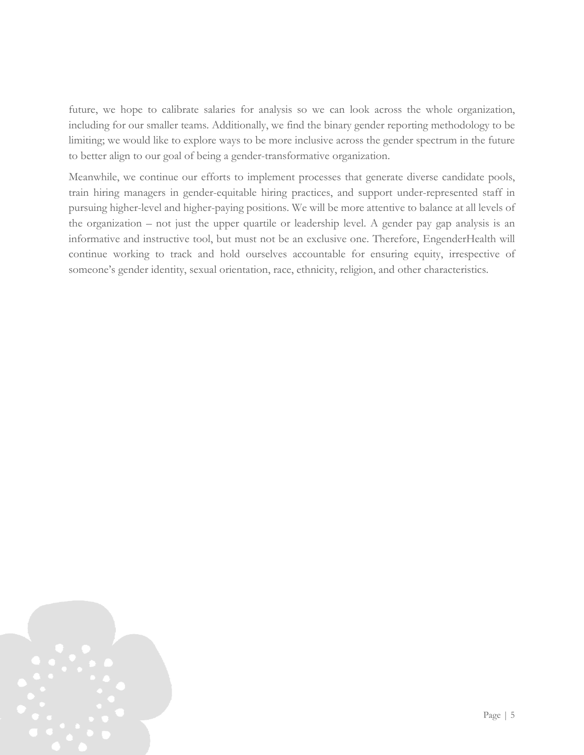future, we hope to calibrate salaries for analysis so we can look across the whole organization, including for our smaller teams. Additionally, we find the binary gender reporting methodology to be limiting; we would like to explore ways to be more inclusive across the gender spectrum in the future to better align to our goal of being a gender-transformative organization.

Meanwhile, we continue our efforts to implement processes that generate diverse candidate pools, train hiring managers in gender-equitable hiring practices, and support under-represented staff in pursuing higher-level and higher-paying positions. We will be more attentive to balance at all levels of the organization – not just the upper quartile or leadership level. A gender pay gap analysis is an informative and instructive tool, but must not be an exclusive one. Therefore, EngenderHealth will continue working to track and hold ourselves accountable for ensuring equity, irrespective of someone's gender identity, sexual orientation, race, ethnicity, religion, and other characteristics.